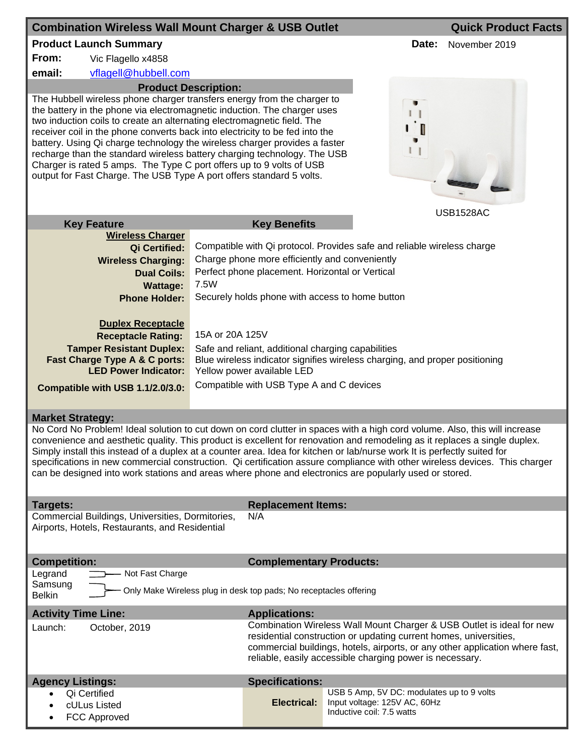# Combination Wireless Wall Mount Charger & USB Outlet — Quick Product Facts

**Product Launch Summary** **Date:** November 2019

**From:** Vic Flagello x4858

**email:** vflagell@hubbell.com

## Product Description:

The Hubbell wireless phone charger transfers energy from the charger to the battery in the phone via electromagnetic induction. The charger uses two induction coils to create an alternating electromagnetic field. The receiver coil in the phone converts back into electricity to be fed into the battery. Using Qi charge technology the wireless charger provides a faster recharge than the standard wireless battery charging technology. The USB Charger is rated 5 amps. The Type C port offers up to 9 volts of USB output for Fast Charge. The USB Type A port offers standard 5 volts.

USB1528AC

| Key Feature | Key Benefits |
|---|---|
| **Wireless Charger** | |
| **Qi Certified:** | Compatible with Qi protocol. Provides safe and reliable wireless charge |
| **Wireless Charging:** | Charge phone more efficiently and conveniently |
| **Dual Coils:** | Perfect phone placement. Horizontal or Vertical |
| **Wattage:** | 7.5W |
| **Phone Holder:** | Securely holds phone with access to home button |
| **Duplex Receptacle** | |
| **Receptacle Rating:** | 15A or 20A 125V |
| **Tamper Resistant Duplex:** | Safe and reliant, additional charging capabilities |
| **Fast Charge Type A & C ports:** | Blue wireless indicator signifies wireless charging, and proper positioning |
| **LED Power Indicator:** | Yellow power available LED |
| **Compatible with USB 1.1/2.0/3.0:** | Compatible with USB Type A and C devices |

## Market Strategy:

No Cord No Problem! Ideal solution to cut down on cord clutter in spaces with a high cord volume. Also, this will increase convenience and aesthetic quality. This product is excellent for renovation and remodeling as it replaces a single duplex. Simply install this instead of a duplex at a counter area. Idea for kitchen or lab/nurse work It is perfectly suited for specifications in new commercial construction. Qi certification assure compliance with other wireless devices. This charger can be designed into work stations and areas where phone and electronics are popularly used or stored.

## Targets:

Commercial Buildings, Universities, Dormitories, Airports, Hotels, Restaurants, and Residential

## Replacement Items:

N/A

## Competition:

- Legrand — Not Fast Charge
- Samsung, Belkin — Only Make Wireless plug in desk top pads; No receptacles offering

## Complementary Products:

## Activity Time Line:

Launch: October, 2019

## Applications:

Combination Wireless Wall Mount Charger & USB Outlet is ideal for new residential construction or updating current homes, universities, commercial buildings, hotels, airports, or any other application where fast, reliable, easily accessible charging power is necessary.

## Agency Listings:

- Qi Certified
- cULus Listed
- FCC Approved

## Specifications:

**Electrical:**
USB 5 Amp, 5V DC: modulates up to 9 volts
Input voltage: 125V AC, 60Hz
Inductive coil: 7.5 watts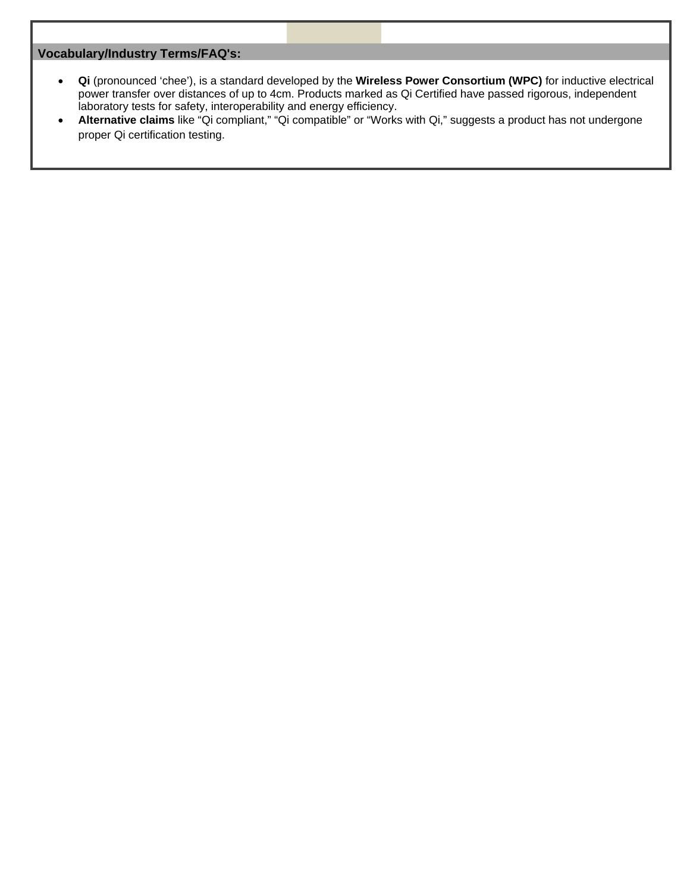## Vocabulary/Industry Terms/FAQ's:

- **Qi** (pronounced 'chee'), is a standard developed by the **Wireless Power Consortium (WPC)** for inductive electrical power transfer over distances of up to 4cm. Products marked as Qi Certified have passed rigorous, independent laboratory tests for safety, interoperability and energy efficiency.
- **Alternative claims** like "Qi compliant," "Qi compatible" or "Works with Qi," suggests a product has not undergone proper Qi certification testing.